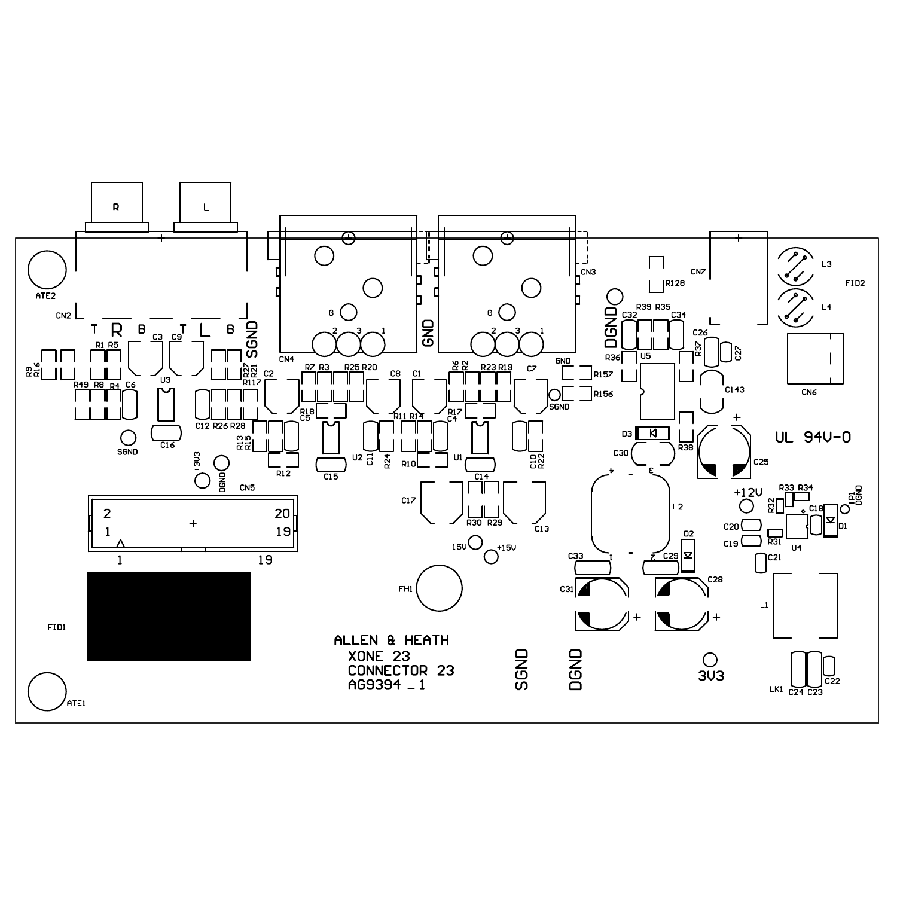ALLEN & HEATH
XONE 23
CONNECTOR 23
AG9394 _1

UL 94V-0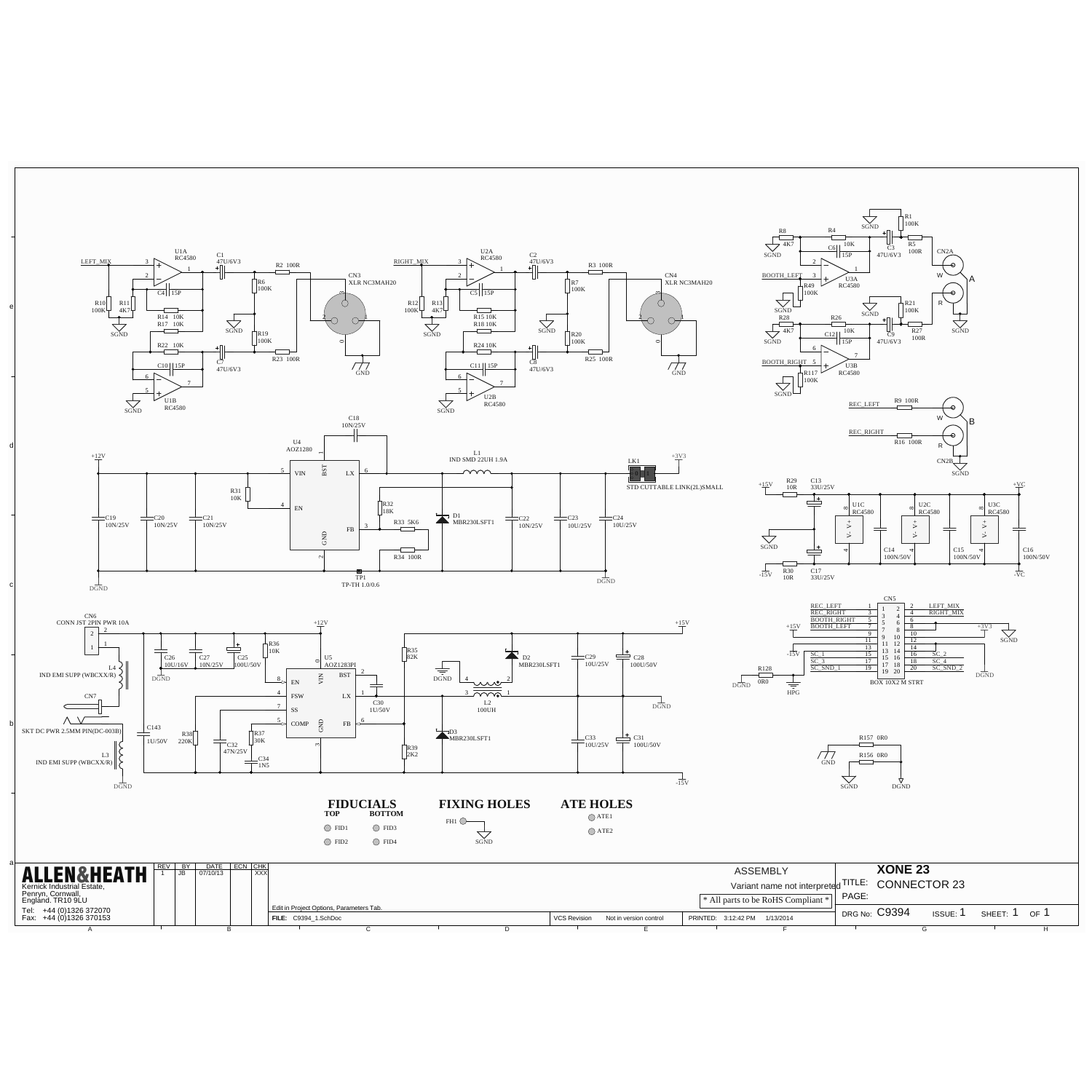## FIDUCIALS

**TOP** — FID1, FID2

**BOTTOM** — FID3, FID4

## FIXING HOLES

FH1 — SGND

## ATE HOLES

ATE1, ATE2

| | |
|---|---|
| **ALLEN&HEATH** | Kernick Industrial Estate, Penryn, Cornwall, England. TR10 9LU |
| Tel: | +44 (0)1326 372070 |
| Fax: | +44 (0)1326 370153 |

| REV | BY | DATE | ECN | CHK |
|---|---|---|---|---|
| 1 | JB | 07/10/13 | | XXX |

Edit in Project Options, Parameters Tab.

FILE: C9394_1.SchDoc

VCS Revision: Not in version control

PRINTED: 3:12:42 PM 1/13/2014

ASSEMBLY

Variant name not interpreted

* All parts to be RoHS Compliant *

**XONE 23**

TITLE: CONNECTOR 23

PAGE:

DRG No: C9394 ISSUE: 1 SHEET: 1 OF 1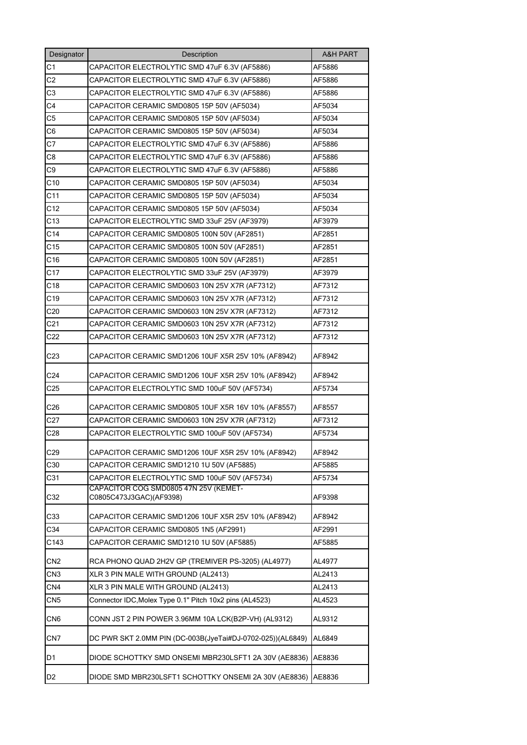| Designator | Description | A&H PART |
| --- | --- | --- |
| C1 | CAPACITOR ELECTROLYTIC SMD 47uF 6.3V (AF5886) | AF5886 |
| C2 | CAPACITOR ELECTROLYTIC SMD 47uF 6.3V (AF5886) | AF5886 |
| C3 | CAPACITOR ELECTROLYTIC SMD 47uF 6.3V (AF5886) | AF5886 |
| C4 | CAPACITOR CERAMIC SMD0805 15P 50V (AF5034) | AF5034 |
| C5 | CAPACITOR CERAMIC SMD0805 15P 50V (AF5034) | AF5034 |
| C6 | CAPACITOR CERAMIC SMD0805 15P 50V (AF5034) | AF5034 |
| C7 | CAPACITOR ELECTROLYTIC SMD 47uF 6.3V (AF5886) | AF5886 |
| C8 | CAPACITOR ELECTROLYTIC SMD 47uF 6.3V (AF5886) | AF5886 |
| C9 | CAPACITOR ELECTROLYTIC SMD 47uF 6.3V (AF5886) | AF5886 |
| C10 | CAPACITOR CERAMIC SMD0805 15P 50V (AF5034) | AF5034 |
| C11 | CAPACITOR CERAMIC SMD0805 15P 50V (AF5034) | AF5034 |
| C12 | CAPACITOR CERAMIC SMD0805 15P 50V (AF5034) | AF5034 |
| C13 | CAPACITOR ELECTROLYTIC SMD 33uF 25V (AF3979) | AF3979 |
| C14 | CAPACITOR CERAMIC SMD0805 100N 50V (AF2851) | AF2851 |
| C15 | CAPACITOR CERAMIC SMD0805 100N 50V (AF2851) | AF2851 |
| C16 | CAPACITOR CERAMIC SMD0805 100N 50V (AF2851) | AF2851 |
| C17 | CAPACITOR ELECTROLYTIC SMD 33uF 25V (AF3979) | AF3979 |
| C18 | CAPACITOR CERAMIC SMD0603 10N 25V X7R (AF7312) | AF7312 |
| C19 | CAPACITOR CERAMIC SMD0603 10N 25V X7R (AF7312) | AF7312 |
| C20 | CAPACITOR CERAMIC SMD0603 10N 25V X7R (AF7312) | AF7312 |
| C21 | CAPACITOR CERAMIC SMD0603 10N 25V X7R (AF7312) | AF7312 |
| C22 | CAPACITOR CERAMIC SMD0603 10N 25V X7R (AF7312) | AF7312 |
| C23 | CAPACITOR CERAMIC SMD1206 10UF X5R 25V 10% (AF8942) | AF8942 |
| C24 | CAPACITOR CERAMIC SMD1206 10UF X5R 25V 10% (AF8942) | AF8942 |
| C25 | CAPACITOR ELECTROLYTIC SMD 100uF 50V (AF5734) | AF5734 |
| C26 | CAPACITOR CERAMIC SMD0805 10UF X5R 16V 10% (AF8557) | AF8557 |
| C27 | CAPACITOR CERAMIC SMD0603 10N 25V X7R (AF7312) | AF7312 |
| C28 | CAPACITOR ELECTROLYTIC SMD 100uF 50V (AF5734) | AF5734 |
| C29 | CAPACITOR CERAMIC SMD1206 10UF X5R 25V 10% (AF8942) | AF8942 |
| C30 | CAPACITOR CERAMIC SMD1210 1U 50V (AF5885) | AF5885 |
| C31 | CAPACITOR ELECTROLYTIC SMD 100uF 50V (AF5734) | AF5734 |
| C32 | CAPACITOR COG SMD0805 47N 25V (KEMET-C0805C473J3GAC)(AF9398) | AF9398 |
| C33 | CAPACITOR CERAMIC SMD1206 10UF X5R 25V 10% (AF8942) | AF8942 |
| C34 | CAPACITOR CERAMIC SMD0805 1N5 (AF2991) | AF2991 |
| C143 | CAPACITOR CERAMIC SMD1210 1U 50V (AF5885) | AF5885 |
| CN2 | RCA PHONO QUAD 2H2V GP (TREMIVER PS-3205) (AL4977) | AL4977 |
| CN3 | XLR 3 PIN MALE WITH GROUND (AL2413) | AL2413 |
| CN4 | XLR 3 PIN MALE WITH GROUND (AL2413) | AL2413 |
| CN5 | Connector IDC,Molex Type 0.1" Pitch 10x2 pins (AL4523) | AL4523 |
| CN6 | CONN JST 2 PIN POWER 3.96MM 10A LCK(B2P-VH) (AL9312) | AL9312 |
| CN7 | DC PWR SKT 2.0MM PIN (DC-003B(JyeTai#DJ-0702-025))(AL6849) | AL6849 |
| D1 | DIODE SCHOTTKY SMD ONSEMI MBR230LSFT1 2A 30V (AE8836) | AE8836 |
| D2 | DIODE SMD MBR230LSFT1 SCHOTTKY ONSEMI 2A 30V (AE8836) | AE8836 |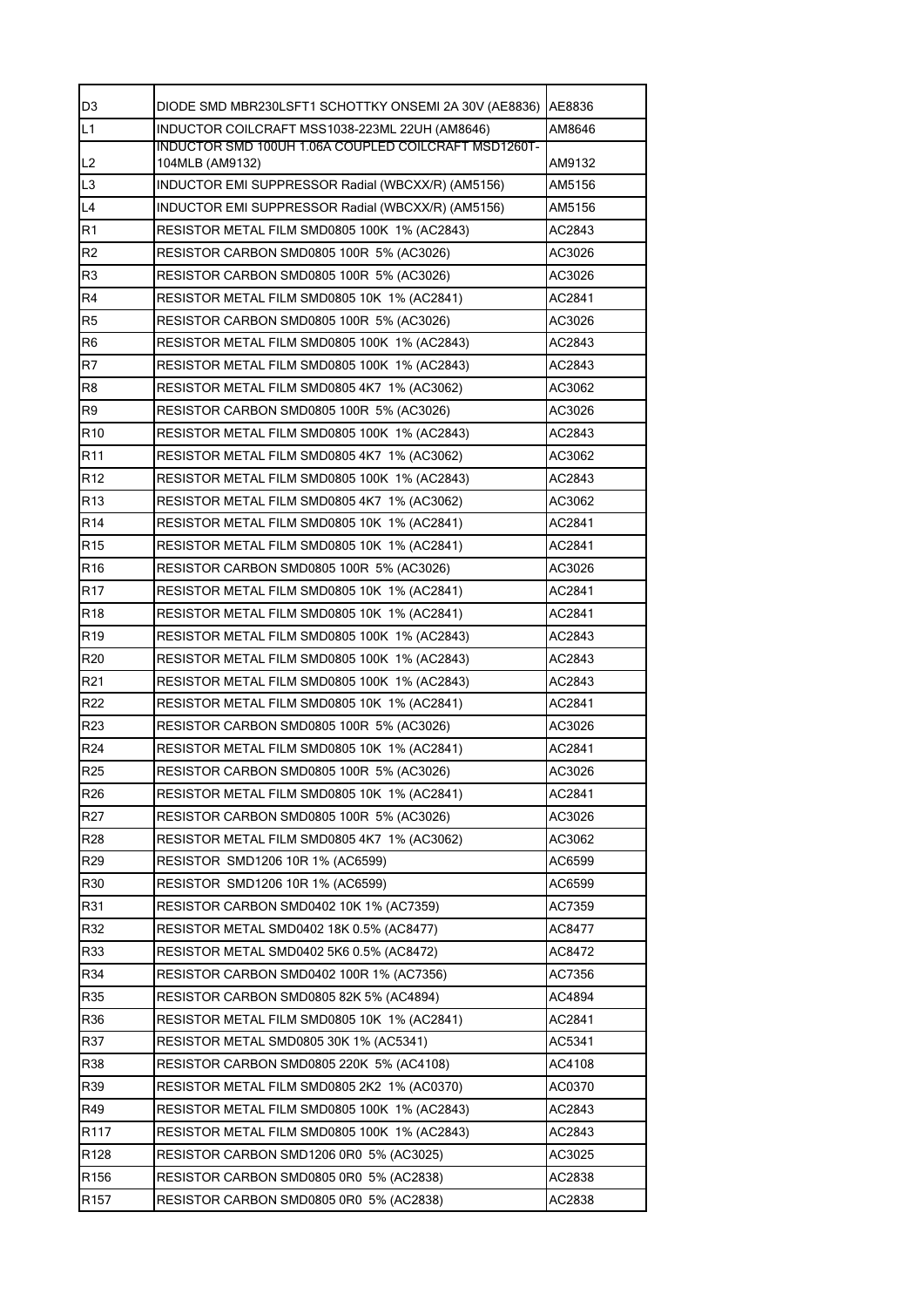| D3 | DIODE SMD MBR230LSFT1 SCHOTTKY ONSEMI 2A 30V (AE8836) | AE8836 |
|---|---|---|
| L1 | INDUCTOR COILCRAFT MSS1038-223ML 22UH (AM8646) | AM8646 |
| L2 | INDUCTOR SMD 100UH 1.06A COUPLED COILCRAFT MSD1260T-104MLB (AM9132) | AM9132 |
| L3 | INDUCTOR EMI SUPPRESSOR Radial (WBCXX/R) (AM5156) | AM5156 |
| L4 | INDUCTOR EMI SUPPRESSOR Radial (WBCXX/R) (AM5156) | AM5156 |
| R1 | RESISTOR METAL FILM SMD0805 100K 1% (AC2843) | AC2843 |
| R2 | RESISTOR CARBON SMD0805 100R 5% (AC3026) | AC3026 |
| R3 | RESISTOR CARBON SMD0805 100R 5% (AC3026) | AC3026 |
| R4 | RESISTOR METAL FILM SMD0805 10K 1% (AC2841) | AC2841 |
| R5 | RESISTOR CARBON SMD0805 100R 5% (AC3026) | AC3026 |
| R6 | RESISTOR METAL FILM SMD0805 100K 1% (AC2843) | AC2843 |
| R7 | RESISTOR METAL FILM SMD0805 100K 1% (AC2843) | AC2843 |
| R8 | RESISTOR METAL FILM SMD0805 4K7 1% (AC3062) | AC3062 |
| R9 | RESISTOR CARBON SMD0805 100R 5% (AC3026) | AC3026 |
| R10 | RESISTOR METAL FILM SMD0805 100K 1% (AC2843) | AC2843 |
| R11 | RESISTOR METAL FILM SMD0805 4K7 1% (AC3062) | AC3062 |
| R12 | RESISTOR METAL FILM SMD0805 100K 1% (AC2843) | AC2843 |
| R13 | RESISTOR METAL FILM SMD0805 4K7 1% (AC3062) | AC3062 |
| R14 | RESISTOR METAL FILM SMD0805 10K 1% (AC2841) | AC2841 |
| R15 | RESISTOR METAL FILM SMD0805 10K 1% (AC2841) | AC2841 |
| R16 | RESISTOR CARBON SMD0805 100R 5% (AC3026) | AC3026 |
| R17 | RESISTOR METAL FILM SMD0805 10K 1% (AC2841) | AC2841 |
| R18 | RESISTOR METAL FILM SMD0805 10K 1% (AC2841) | AC2841 |
| R19 | RESISTOR METAL FILM SMD0805 100K 1% (AC2843) | AC2843 |
| R20 | RESISTOR METAL FILM SMD0805 100K 1% (AC2843) | AC2843 |
| R21 | RESISTOR METAL FILM SMD0805 100K 1% (AC2843) | AC2843 |
| R22 | RESISTOR METAL FILM SMD0805 10K 1% (AC2841) | AC2841 |
| R23 | RESISTOR CARBON SMD0805 100R 5% (AC3026) | AC3026 |
| R24 | RESISTOR METAL FILM SMD0805 10K 1% (AC2841) | AC2841 |
| R25 | RESISTOR CARBON SMD0805 100R 5% (AC3026) | AC3026 |
| R26 | RESISTOR METAL FILM SMD0805 10K 1% (AC2841) | AC2841 |
| R27 | RESISTOR CARBON SMD0805 100R 5% (AC3026) | AC3026 |
| R28 | RESISTOR METAL FILM SMD0805 4K7 1% (AC3062) | AC3062 |
| R29 | RESISTOR SMD1206 10R 1% (AC6599) | AC6599 |
| R30 | RESISTOR SMD1206 10R 1% (AC6599) | AC6599 |
| R31 | RESISTOR CARBON SMD0402 10K 1% (AC7359) | AC7359 |
| R32 | RESISTOR METAL SMD0402 18K 0.5% (AC8477) | AC8477 |
| R33 | RESISTOR METAL SMD0402 5K6 0.5% (AC8472) | AC8472 |
| R34 | RESISTOR CARBON SMD0402 100R 1% (AC7356) | AC7356 |
| R35 | RESISTOR CARBON SMD0805 82K 5% (AC4894) | AC4894 |
| R36 | RESISTOR METAL FILM SMD0805 10K 1% (AC2841) | AC2841 |
| R37 | RESISTOR METAL SMD0805 30K 1% (AC5341) | AC5341 |
| R38 | RESISTOR CARBON SMD0805 220K 5% (AC4108) | AC4108 |
| R39 | RESISTOR METAL FILM SMD0805 2K2 1% (AC0370) | AC0370 |
| R49 | RESISTOR METAL FILM SMD0805 100K 1% (AC2843) | AC2843 |
| R117 | RESISTOR METAL FILM SMD0805 100K 1% (AC2843) | AC2843 |
| R128 | RESISTOR CARBON SMD1206 0R0 5% (AC3025) | AC3025 |
| R156 | RESISTOR CARBON SMD0805 0R0 5% (AC2838) | AC2838 |
| R157 | RESISTOR CARBON SMD0805 0R0 5% (AC2838) | AC2838 |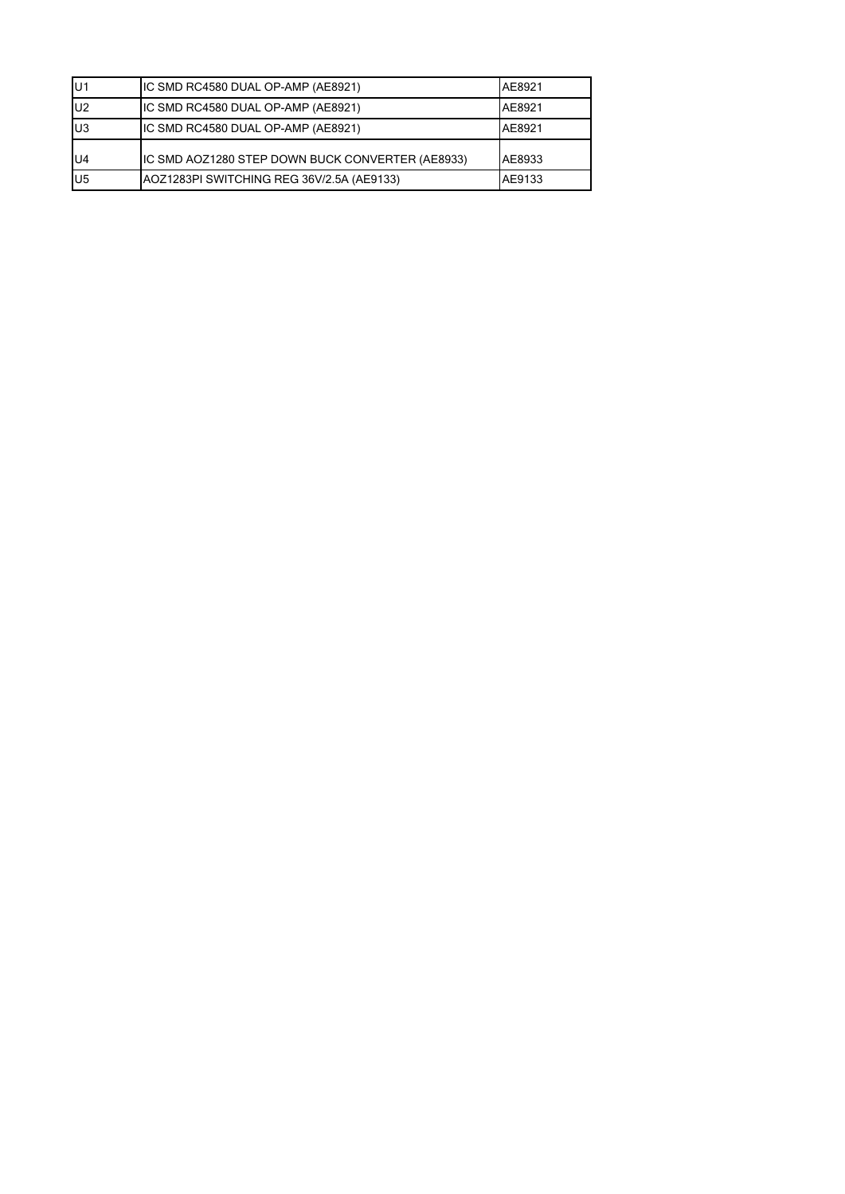| | | |
|---|---|---|
| U1 | IC SMD RC4580 DUAL OP-AMP (AE8921) | AE8921 |
| U2 | IC SMD RC4580 DUAL OP-AMP (AE8921) | AE8921 |
| U3 | IC SMD RC4580 DUAL OP-AMP (AE8921) | AE8921 |
| U4 | IC SMD AOZ1280 STEP DOWN BUCK CONVERTER (AE8933) | AE8933 |
| U5 | AOZ1283PI SWITCHING REG 36V/2.5A (AE9133) | AE9133 |